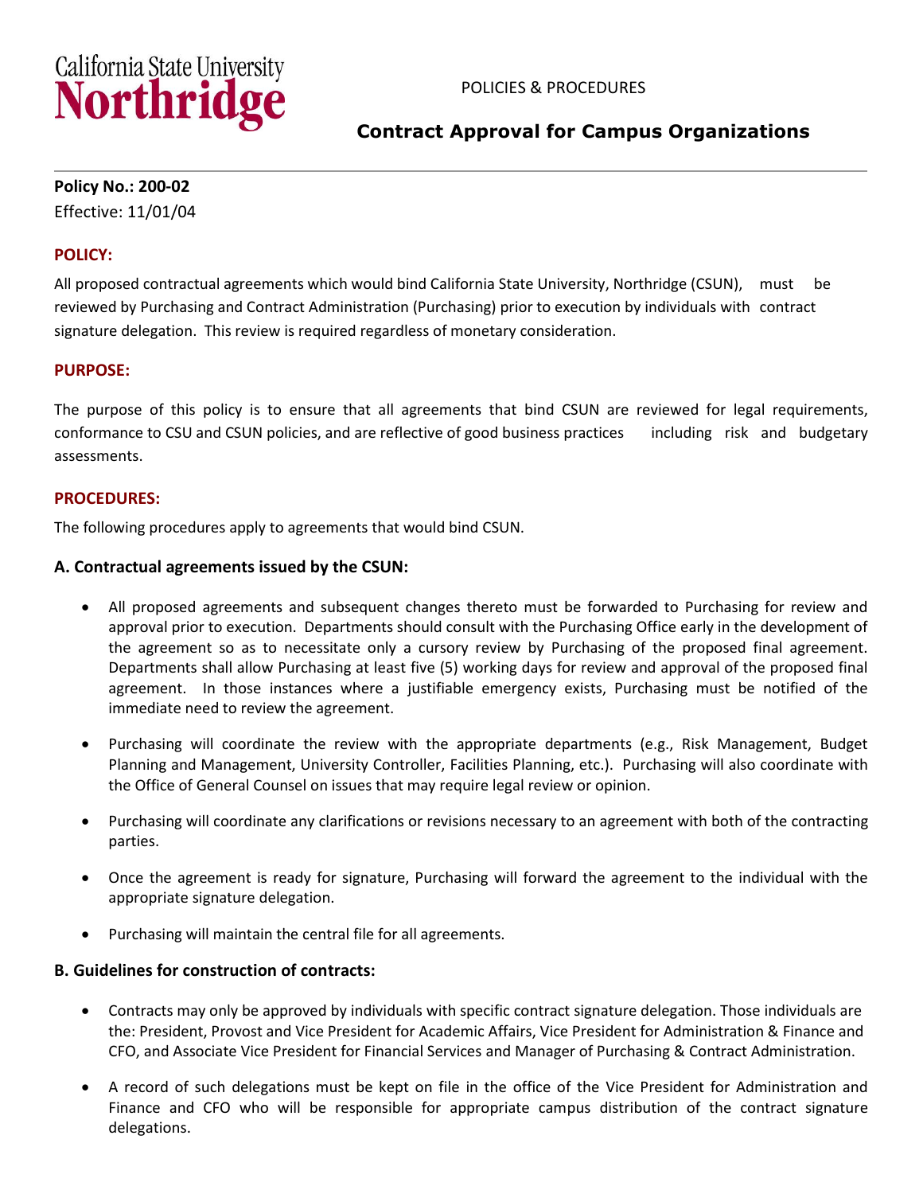California State University **Northridge**

POLICIES & PROCEDURES

# Contract Approval for Campus Organizations

**Policy No.: 200-02**
Effective: 11/01/04

## POLICY:

All proposed contractual agreements which would bind California State University, Northridge (CSUN), must be reviewed by Purchasing and Contract Administration (Purchasing) prior to execution by individuals with contract signature delegation. This review is required regardless of monetary consideration.

## PURPOSE:

The purpose of this policy is to ensure that all agreements that bind CSUN are reviewed for legal requirements, conformance to CSU and CSUN policies, and are reflective of good business practices including risk and budgetary assessments.

## PROCEDURES:

The following procedures apply to agreements that would bind CSUN.

### A. Contractual agreements issued by the CSUN:

- All proposed agreements and subsequent changes thereto must be forwarded to Purchasing for review and approval prior to execution. Departments should consult with the Purchasing Office early in the development of the agreement so as to necessitate only a cursory review by Purchasing of the proposed final agreement. Departments shall allow Purchasing at least five (5) working days for review and approval of the proposed final agreement. In those instances where a justifiable emergency exists, Purchasing must be notified of the immediate need to review the agreement.
- Purchasing will coordinate the review with the appropriate departments (e.g., Risk Management, Budget Planning and Management, University Controller, Facilities Planning, etc.). Purchasing will also coordinate with the Office of General Counsel on issues that may require legal review or opinion.
- Purchasing will coordinate any clarifications or revisions necessary to an agreement with both of the contracting parties.
- Once the agreement is ready for signature, Purchasing will forward the agreement to the individual with the appropriate signature delegation.
- Purchasing will maintain the central file for all agreements.

### B. Guidelines for construction of contracts:

- Contracts may only be approved by individuals with specific contract signature delegation. Those individuals are the: President, Provost and Vice President for Academic Affairs, Vice President for Administration & Finance and CFO, and Associate Vice President for Financial Services and Manager of Purchasing & Contract Administration.
- A record of such delegations must be kept on file in the office of the Vice President for Administration and Finance and CFO who will be responsible for appropriate campus distribution of the contract signature delegations.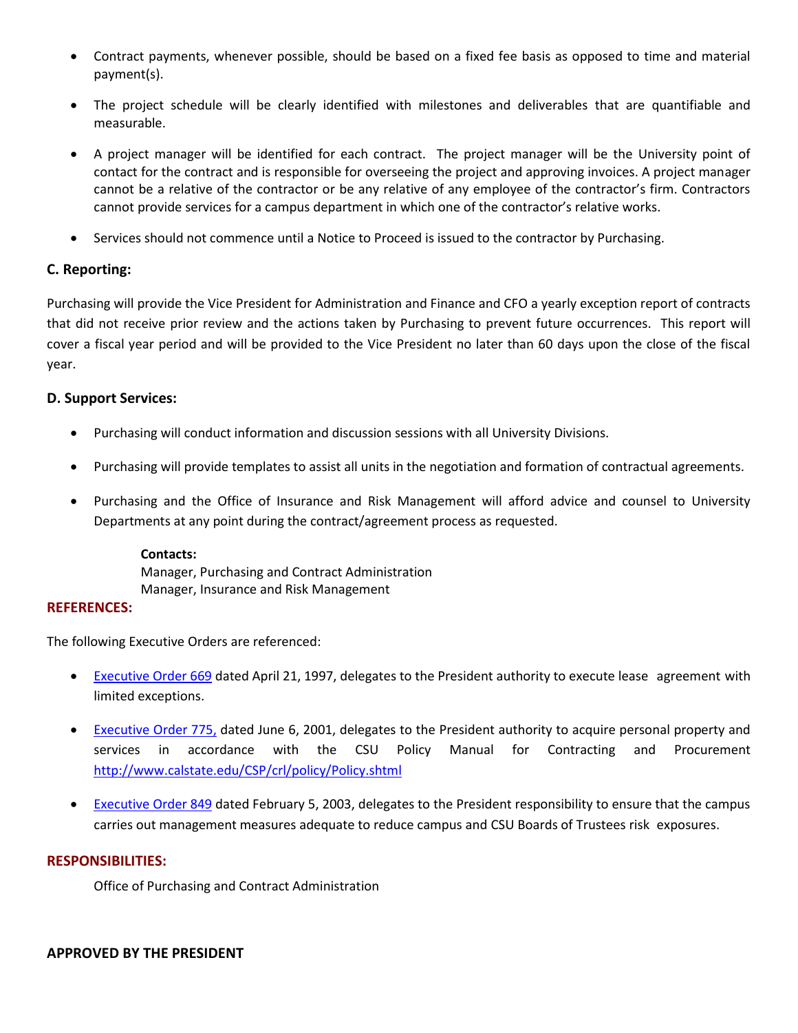- Contract payments, whenever possible, should be based on a fixed fee basis as opposed to time and material payment(s).

- The project schedule will be clearly identified with milestones and deliverables that are quantifiable and measurable.

- A project manager will be identified for each contract. The project manager will be the University point of contact for the contract and is responsible for overseeing the project and approving invoices. A project manager cannot be a relative of the contractor or be any relative of any employee of the contractor's firm. Contractors cannot provide services for a campus department in which one of the contractor's relative works.

- Services should not commence until a Notice to Proceed is issued to the contractor by Purchasing.

### C. Reporting:

Purchasing will provide the Vice President for Administration and Finance and CFO a yearly exception report of contracts that did not receive prior review and the actions taken by Purchasing to prevent future occurrences. This report will cover a fiscal year period and will be provided to the Vice President no later than 60 days upon the close of the fiscal year.

### D. Support Services:

- Purchasing will conduct information and discussion sessions with all University Divisions.

- Purchasing will provide templates to assist all units in the negotiation and formation of contractual agreements.

- Purchasing and the Office of Insurance and Risk Management will afford advice and counsel to University Departments at any point during the contract/agreement process as requested.

**Contacts:**
Manager, Purchasing and Contract Administration
Manager, Insurance and Risk Management

## REFERENCES:

The following Executive Orders are referenced:

- Executive Order 669 dated April 21, 1997, delegates to the President authority to execute lease agreement with limited exceptions.

- Executive Order 775, dated June 6, 2001, delegates to the President authority to acquire personal property and services in accordance with the CSU Policy Manual for Contracting and Procurement http://www.calstate.edu/CSP/crl/policy/Policy.shtml

- Executive Order 849 dated February 5, 2003, delegates to the President responsibility to ensure that the campus carries out management measures adequate to reduce campus and CSU Boards of Trustees risk exposures.

## RESPONSIBILITIES:

Office of Purchasing and Contract Administration

**APPROVED BY THE PRESIDENT**